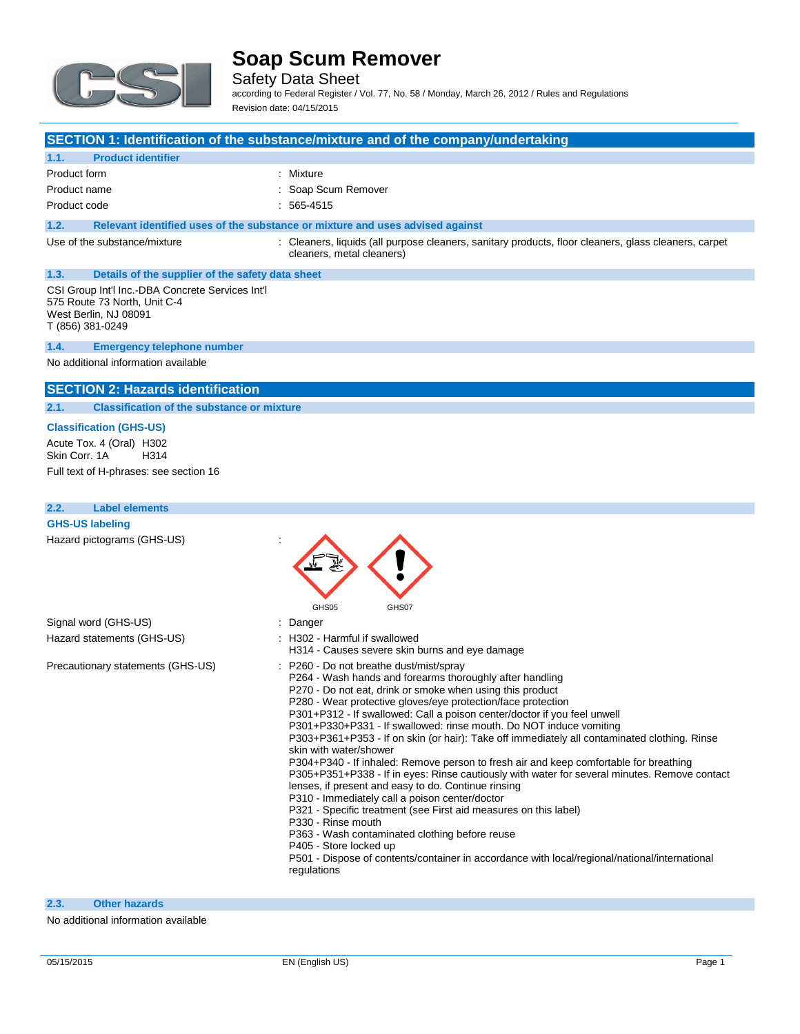# Soap Scum Remover

Safety Data Sheet

according to Federal Register / Vol. 77, No. 58 / Monday, March 26, 2012 / Rules and Regulations

Revision date: 04/15/2015

## SECTION 1: Identification of the substance/mixture and of the company/undertaking

### 1.1. Product identifier

| | |
|---|---|
| Product form | : Mixture |
| Product name | : Soap Scum Remover |
| Product code | : 565-4515 |

### 1.2. Relevant identified uses of the substance or mixture and uses advised against

| | |
|---|---|
| Use of the substance/mixture | : Cleaners, liquids (all purpose cleaners, sanitary products, floor cleaners, glass cleaners, carpet cleaners, metal cleaners) |

### 1.3. Details of the supplier of the safety data sheet

CSI Group Int'l Inc.-DBA Concrete Services Int'l
575 Route 73 North, Unit C-4
West Berlin, NJ 08091
T (856) 381-0249

### 1.4. Emergency telephone number

No additional information available

## SECTION 2: Hazards identification

### 2.1. Classification of the substance or mixture

**Classification (GHS-US)**

Acute Tox. 4 (Oral) H302
Skin Corr. 1A H314

Full text of H-phrases: see section 16

### 2.2. Label elements

**GHS-US labeling**

Hazard pictograms (GHS-US) : GHS05 GHS07

Signal word (GHS-US) : Danger

Hazard statements (GHS-US) :
H302 - Harmful if swallowed
H314 - Causes severe skin burns and eye damage

Precautionary statements (GHS-US) :
P260 - Do not breathe dust/mist/spray
P264 - Wash hands and forearms thoroughly after handling
P270 - Do not eat, drink or smoke when using this product
P280 - Wear protective gloves/eye protection/face protection
P301+P312 - If swallowed: Call a poison center/doctor if you feel unwell
P301+P330+P331 - If swallowed: rinse mouth. Do NOT induce vomiting
P303+P361+P353 - If on skin (or hair): Take off immediately all contaminated clothing. Rinse skin with water/shower
P304+P340 - If inhaled: Remove person to fresh air and keep comfortable for breathing
P305+P351+P338 - If in eyes: Rinse cautiously with water for several minutes. Remove contact lenses, if present and easy to do. Continue rinsing
P310 - Immediately call a poison center/doctor
P321 - Specific treatment (see First aid measures on this label)
P330 - Rinse mouth
P363 - Wash contaminated clothing before reuse
P405 - Store locked up
P501 - Dispose of contents/container in accordance with local/regional/national/international regulations

### 2.3. Other hazards

No additional information available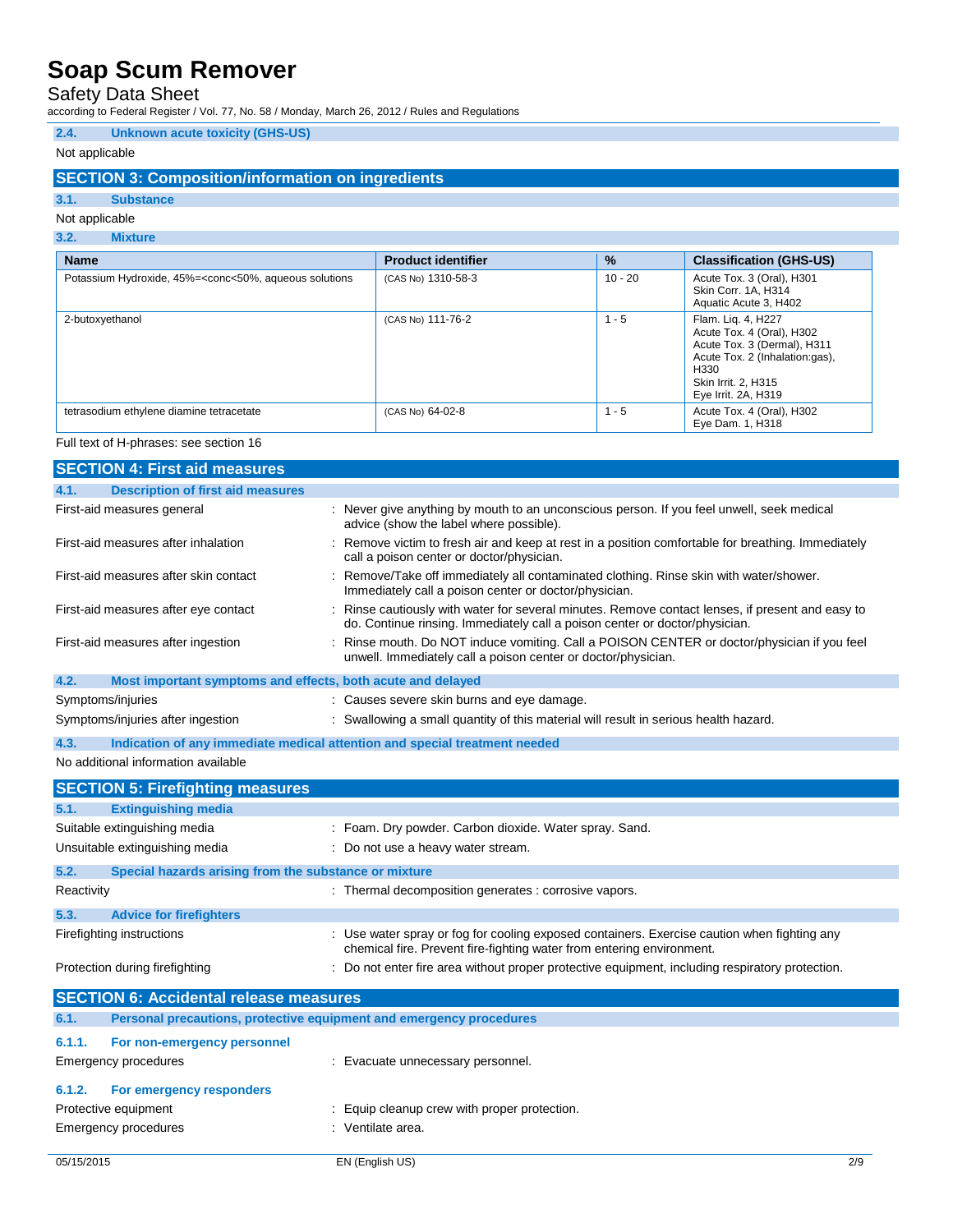### 2.4. Unknown acute toxicity (GHS-US)

Not applicable

## SECTION 3: Composition/information on ingredients

### 3.1. Substance

Not applicable

### 3.2. Mixture

| Name | Product identifier | % | Classification (GHS-US) |
|---|---|---|---|
| Potassium Hydroxide, 45%=<conc<50%, aqueous solutions | (CAS No) 1310-58-3 | 10 - 20 | Acute Tox. 3 (Oral), H301<br>Skin Corr. 1A, H314<br>Aquatic Acute 3, H402 |
| 2-butoxyethanol | (CAS No) 111-76-2 | 1 - 5 | Flam. Liq. 4, H227<br>Acute Tox. 4 (Oral), H302<br>Acute Tox. 3 (Dermal), H311<br>Acute Tox. 2 (Inhalation:gas), H330<br>Skin Irrit. 2, H315<br>Eye Irrit. 2A, H319 |
| tetrasodium ethylene diamine tetracetate | (CAS No) 64-02-8 | 1 - 5 | Acute Tox. 4 (Oral), H302<br>Eye Dam. 1, H318 |

Full text of H-phrases: see section 16

## SECTION 4: First aid measures

### 4.1. Description of first aid measures

First-aid measures general : Never give anything by mouth to an unconscious person. If you feel unwell, seek medical advice (show the label where possible).

First-aid measures after inhalation : Remove victim to fresh air and keep at rest in a position comfortable for breathing. Immediately call a poison center or doctor/physician.

First-aid measures after skin contact : Remove/Take off immediately all contaminated clothing. Rinse skin with water/shower. Immediately call a poison center or doctor/physician.

First-aid measures after eye contact : Rinse cautiously with water for several minutes. Remove contact lenses, if present and easy to do. Continue rinsing. Immediately call a poison center or doctor/physician.

First-aid measures after ingestion : Rinse mouth. Do NOT induce vomiting. Call a POISON CENTER or doctor/physician if you feel unwell. Immediately call a poison center or doctor/physician.

### 4.2. Most important symptoms and effects, both acute and delayed

Symptoms/injuries : Causes severe skin burns and eye damage.

Symptoms/injuries after ingestion : Swallowing a small quantity of this material will result in serious health hazard.

### 4.3. Indication of any immediate medical attention and special treatment needed

No additional information available

## SECTION 5: Firefighting measures

### 5.1. Extinguishing media

Suitable extinguishing media : Foam. Dry powder. Carbon dioxide. Water spray. Sand.

Unsuitable extinguishing media : Do not use a heavy water stream.

### 5.2. Special hazards arising from the substance or mixture

Reactivity : Thermal decomposition generates : corrosive vapors.

### 5.3. Advice for firefighters

Firefighting instructions : Use water spray or fog for cooling exposed containers. Exercise caution when fighting any chemical fire. Prevent fire-fighting water from entering environment.

Protection during firefighting : Do not enter fire area without proper protective equipment, including respiratory protection.

## SECTION 6: Accidental release measures

### 6.1. Personal precautions, protective equipment and emergency procedures

#### 6.1.1. For non-emergency personnel

Emergency procedures : Evacuate unnecessary personnel.

#### 6.1.2. For emergency responders

Protective equipment : Equip cleanup crew with proper protection.

Emergency procedures : Ventilate area.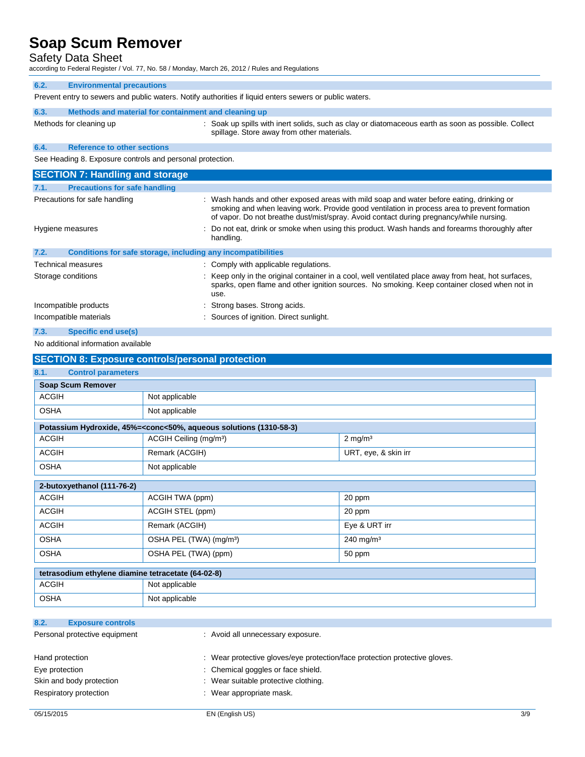### 6.2. Environmental precautions

Prevent entry to sewers and public waters. Notify authorities if liquid enters sewers or public waters.

### 6.3. Methods and material for containment and cleaning up

Methods for cleaning up : Soak up spills with inert solids, such as clay or diatomaceous earth as soon as possible. Collect spillage. Store away from other materials.

### 6.4. Reference to other sections

See Heading 8. Exposure controls and personal protection.

## SECTION 7: Handling and storage

### 7.1. Precautions for safe handling

Precautions for safe handling : Wash hands and other exposed areas with mild soap and water before eating, drinking or smoking and when leaving work. Provide good ventilation in process area to prevent formation of vapor. Do not breathe dust/mist/spray. Avoid contact during pregnancy/while nursing.

Hygiene measures : Do not eat, drink or smoke when using this product. Wash hands and forearms thoroughly after handling.

### 7.2. Conditions for safe storage, including any incompatibilities

Technical measures : Comply with applicable regulations.

Storage conditions : Keep only in the original container in a cool, well ventilated place away from heat, hot surfaces, sparks, open flame and other ignition sources. No smoking. Keep container closed when not in use.

Incompatible products : Strong bases. Strong acids.

Incompatible materials : Sources of ignition. Direct sunlight.

### 7.3. Specific end use(s)

No additional information available

## SECTION 8: Exposure controls/personal protection

### 8.1. Control parameters

| **Soap Scum Remover** | | |
|---|---|---|
| ACGIH | Not applicable | |
| OSHA | Not applicable | |

| **Potassium Hydroxide, 45%=<conc<50%, aqueous solutions (1310-58-3)** | | |
|---|---|---|
| ACGIH | ACGIH Ceiling (mg/m³) | 2 mg/m³ |
| ACGIH | Remark (ACGIH) | URT, eye, & skin irr |
| OSHA | Not applicable | |

| **2-butoxyethanol (111-76-2)** | | |
|---|---|---|
| ACGIH | ACGIH TWA (ppm) | 20 ppm |
| ACGIH | ACGIH STEL (ppm) | 20 ppm |
| ACGIH | Remark (ACGIH) | Eye & URT irr |
| OSHA | OSHA PEL (TWA) (mg/m³) | 240 mg/m³ |
| OSHA | OSHA PEL (TWA) (ppm) | 50 ppm |

| **tetrasodium ethylene diamine tetracetate (64-02-8)** | | |
|---|---|---|
| ACGIH | Not applicable | |
| OSHA | Not applicable | |

### 8.2. Exposure controls

Personal protective equipment : Avoid all unnecessary exposure.

Hand protection : Wear protective gloves/eye protection/face protection protective gloves.

Eye protection : Chemical goggles or face shield.

Skin and body protection : Wear suitable protective clothing.

Respiratory protection : Wear appropriate mask.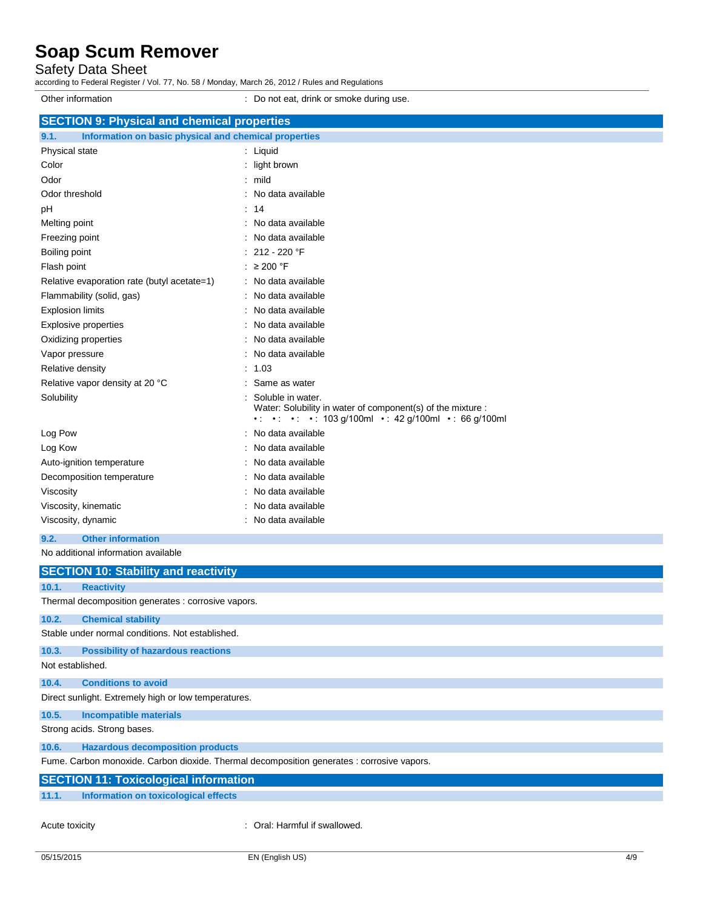| | |
|---|---|
| Other information | : Do not eat, drink or smoke during use. |

## SECTION 9: Physical and chemical properties

### 9.1. Information on basic physical and chemical properties

| | |
|---|---|
| Physical state | : Liquid |
| Color | : light brown |
| Odor | : mild |
| Odor threshold | : No data available |
| pH | : 14 |
| Melting point | : No data available |
| Freezing point | : No data available |
| Boiling point | : 212 - 220 °F |
| Flash point | : ≥ 200 °F |
| Relative evaporation rate (butyl acetate=1) | : No data available |
| Flammability (solid, gas) | : No data available |
| Explosion limits | : No data available |
| Explosive properties | : No data available |
| Oxidizing properties | : No data available |
| Vapor pressure | : No data available |
| Relative density | : 1.03 |
| Relative vapor density at 20 °C | : Same as water |
| Solubility | : Soluble in water.<br>Water: Solubility in water of component(s) of the mixture :<br>• : • : • : • : 103 g/100ml • : 42 g/100ml • : 66 g/100ml |
| Log Pow | : No data available |
| Log Kow | : No data available |
| Auto-ignition temperature | : No data available |
| Decomposition temperature | : No data available |
| Viscosity | : No data available |
| Viscosity, kinematic | : No data available |
| Viscosity, dynamic | : No data available |

### 9.2. Other information

No additional information available

## SECTION 10: Stability and reactivity

### 10.1. Reactivity

Thermal decomposition generates : corrosive vapors.

### 10.2. Chemical stability

Stable under normal conditions. Not established.

### 10.3. Possibility of hazardous reactions

Not established.

### 10.4. Conditions to avoid

Direct sunlight. Extremely high or low temperatures.

### 10.5. Incompatible materials

Strong acids. Strong bases.

### 10.6. Hazardous decomposition products

Fume. Carbon monoxide. Carbon dioxide. Thermal decomposition generates : corrosive vapors.

## SECTION 11: Toxicological information

### 11.1. Information on toxicological effects

| | |
|---|---|
| Acute toxicity | : Oral: Harmful if swallowed. |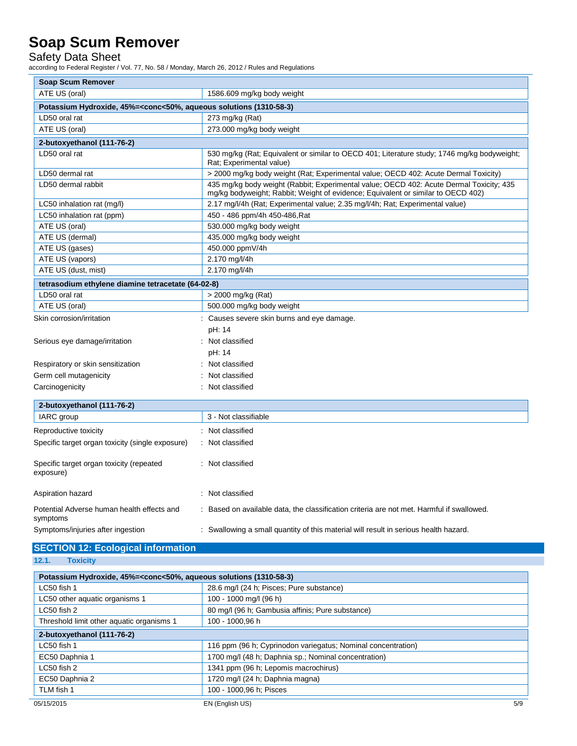| Soap Scum Remover | |
|---|---|
| ATE US (oral) | 1586.609 mg/kg body weight |

| Potassium Hydroxide, 45%=<conc<50%, aqueous solutions (1310-58-3) | |
|---|---|
| LD50 oral rat | 273 mg/kg (Rat) |
| ATE US (oral) | 273.000 mg/kg body weight |

| 2-butoxyethanol (111-76-2) | |
|---|---|
| LD50 oral rat | 530 mg/kg (Rat; Equivalent or similar to OECD 401; Literature study; 1746 mg/kg bodyweight; Rat; Experimental value) |
| LD50 dermal rat | > 2000 mg/kg body weight (Rat; Experimental value; OECD 402: Acute Dermal Toxicity) |
| LD50 dermal rabbit | 435 mg/kg body weight (Rabbit; Experimental value; OECD 402: Acute Dermal Toxicity; 435 mg/kg bodyweight; Rabbit; Weight of evidence; Equivalent or similar to OECD 402) |
| LC50 inhalation rat (mg/l) | 2.17 mg/l/4h (Rat; Experimental value; 2.35 mg/l/4h; Rat; Experimental value) |
| LC50 inhalation rat (ppm) | 450 - 486 ppm/4h 450-486,Rat |
| ATE US (oral) | 530.000 mg/kg body weight |
| ATE US (dermal) | 435.000 mg/kg body weight |
| ATE US (gases) | 450.000 ppmV/4h |
| ATE US (vapors) | 2.170 mg/l/4h |
| ATE US (dust, mist) | 2.170 mg/l/4h |

| tetrasodium ethylene diamine tetracetate (64-02-8) | |
|---|---|
| LD50 oral rat | > 2000 mg/kg (Rat) |
| ATE US (oral) | 500.000 mg/kg body weight |

Skin corrosion/irritation : Causes severe skin burns and eye damage.
pH: 14

Serious eye damage/irritation : Not classified
pH: 14

Respiratory or skin sensitization : Not classified

Germ cell mutagenicity : Not classified

Carcinogenicity : Not classified

| 2-butoxyethanol (111-76-2) | |
|---|---|
| IARC group | 3 - Not classifiable |

Reproductive toxicity : Not classified

Specific target organ toxicity (single exposure) : Not classified

Specific target organ toxicity (repeated exposure) : Not classified

Aspiration hazard : Not classified

Potential Adverse human health effects and symptoms : Based on available data, the classification criteria are not met. Harmful if swallowed.

Symptoms/injuries after ingestion : Swallowing a small quantity of this material will result in serious health hazard.

## SECTION 12: Ecological information

### 12.1. Toxicity

| Potassium Hydroxide, 45%=<conc<50%, aqueous solutions (1310-58-3) | |
|---|---|
| LC50 fish 1 | 28.6 mg/l (24 h; Pisces; Pure substance) |
| LC50 other aquatic organisms 1 | 100 - 1000 mg/l (96 h) |
| LC50 fish 2 | 80 mg/l (96 h; Gambusia affinis; Pure substance) |
| Threshold limit other aquatic organisms 1 | 100 - 1000,96 h |

| 2-butoxyethanol (111-76-2) | |
|---|---|
| LC50 fish 1 | 116 ppm (96 h; Cyprinodon variegatus; Nominal concentration) |
| EC50 Daphnia 1 | 1700 mg/l (48 h; Daphnia sp.; Nominal concentration) |
| LC50 fish 2 | 1341 ppm (96 h; Lepomis macrochirus) |
| EC50 Daphnia 2 | 1720 mg/l (24 h; Daphnia magna) |
| TLM fish 1 | 100 - 1000,96 h; Pisces |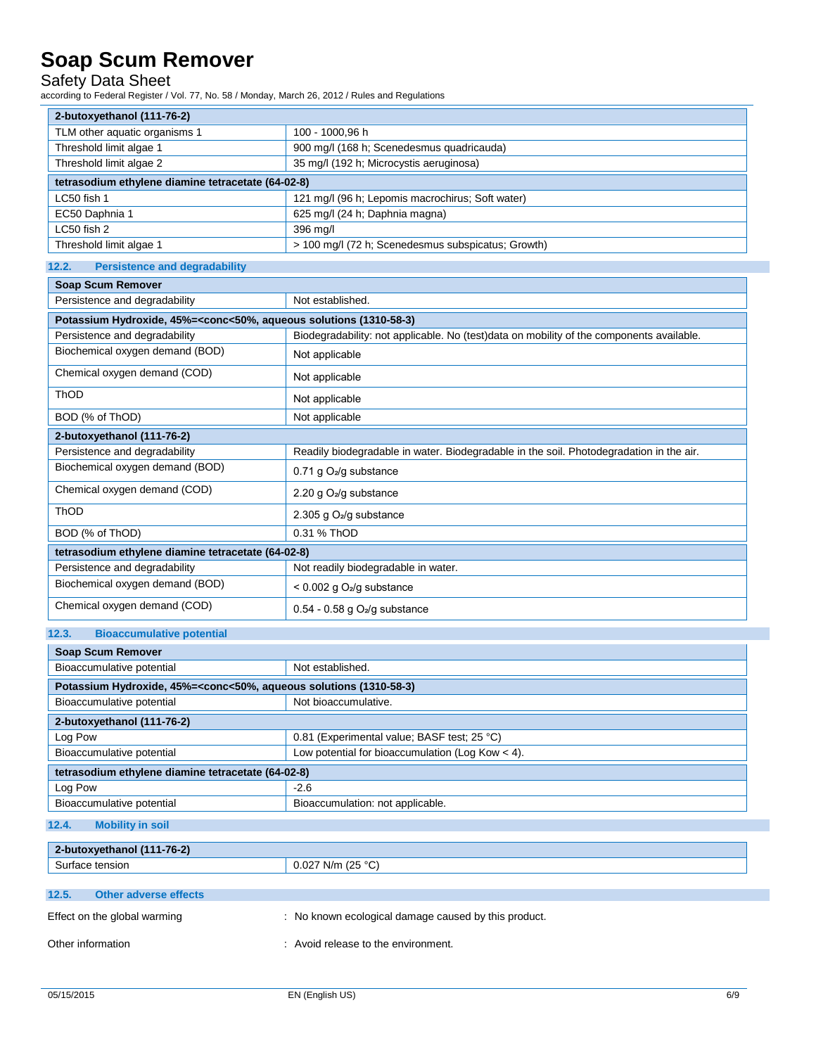| 2-butoxyethanol (111-76-2) | |
|---|---|
| TLM other aquatic organisms 1 | 100 - 1000,96 h |
| Threshold limit algae 1 | 900 mg/l (168 h; Scenedesmus quadricauda) |
| Threshold limit algae 2 | 35 mg/l (192 h; Microcystis aeruginosa) |

| tetrasodium ethylene diamine tetracetate (64-02-8) | |
|---|---|
| LC50 fish 1 | 121 mg/l (96 h; Lepomis macrochirus; Soft water) |
| EC50 Daphnia 1 | 625 mg/l (24 h; Daphnia magna) |
| LC50 fish 2 | 396 mg/l |
| Threshold limit algae 1 | > 100 mg/l (72 h; Scenedesmus subspicatus; Growth) |

### 12.2. Persistence and degradability

| Soap Scum Remover | |
|---|---|
| Persistence and degradability | Not established. |

| Potassium Hydroxide, 45%=<conc<50%, aqueous solutions (1310-58-3) | |
|---|---|
| Persistence and degradability | Biodegradability: not applicable. No (test)data on mobility of the components available. |
| Biochemical oxygen demand (BOD) | Not applicable |
| Chemical oxygen demand (COD) | Not applicable |
| ThOD | Not applicable |
| BOD (% of ThOD) | Not applicable |

| 2-butoxyethanol (111-76-2) | |
|---|---|
| Persistence and degradability | Readily biodegradable in water. Biodegradable in the soil. Photodegradation in the air. |
| Biochemical oxygen demand (BOD) | 0.71 g $O_2$/g substance |
| Chemical oxygen demand (COD) | 2.20 g $O_2$/g substance |
| ThOD | 2.305 g $O_2$/g substance |
| BOD (% of ThOD) | 0.31 % ThOD |

| tetrasodium ethylene diamine tetracetate (64-02-8) | |
|---|---|
| Persistence and degradability | Not readily biodegradable in water. |
| Biochemical oxygen demand (BOD) | < 0.002 g $O_2$/g substance |
| Chemical oxygen demand (COD) | 0.54 - 0.58 g $O_2$/g substance |

### 12.3. Bioaccumulative potential

| Soap Scum Remover | |
|---|---|
| Bioaccumulative potential | Not established. |

| Potassium Hydroxide, 45%=<conc<50%, aqueous solutions (1310-58-3) | |
|---|---|
| Bioaccumulative potential | Not bioaccumulative. |

| 2-butoxyethanol (111-76-2) | |
|---|---|
| Log Pow | 0.81 (Experimental value; BASF test; 25 °C) |
| Bioaccumulative potential | Low potential for bioaccumulation (Log Kow < 4). |

| tetrasodium ethylene diamine tetracetate (64-02-8) | |
|---|---|
| Log Pow | -2.6 |
| Bioaccumulative potential | Bioaccumulation: not applicable. |

### 12.4. Mobility in soil

| 2-butoxyethanol (111-76-2) | |
|---|---|
| Surface tension | 0.027 N/m (25 °C) |

### 12.5. Other adverse effects

Effect on the global warming : No known ecological damage caused by this product.

Other information : Avoid release to the environment.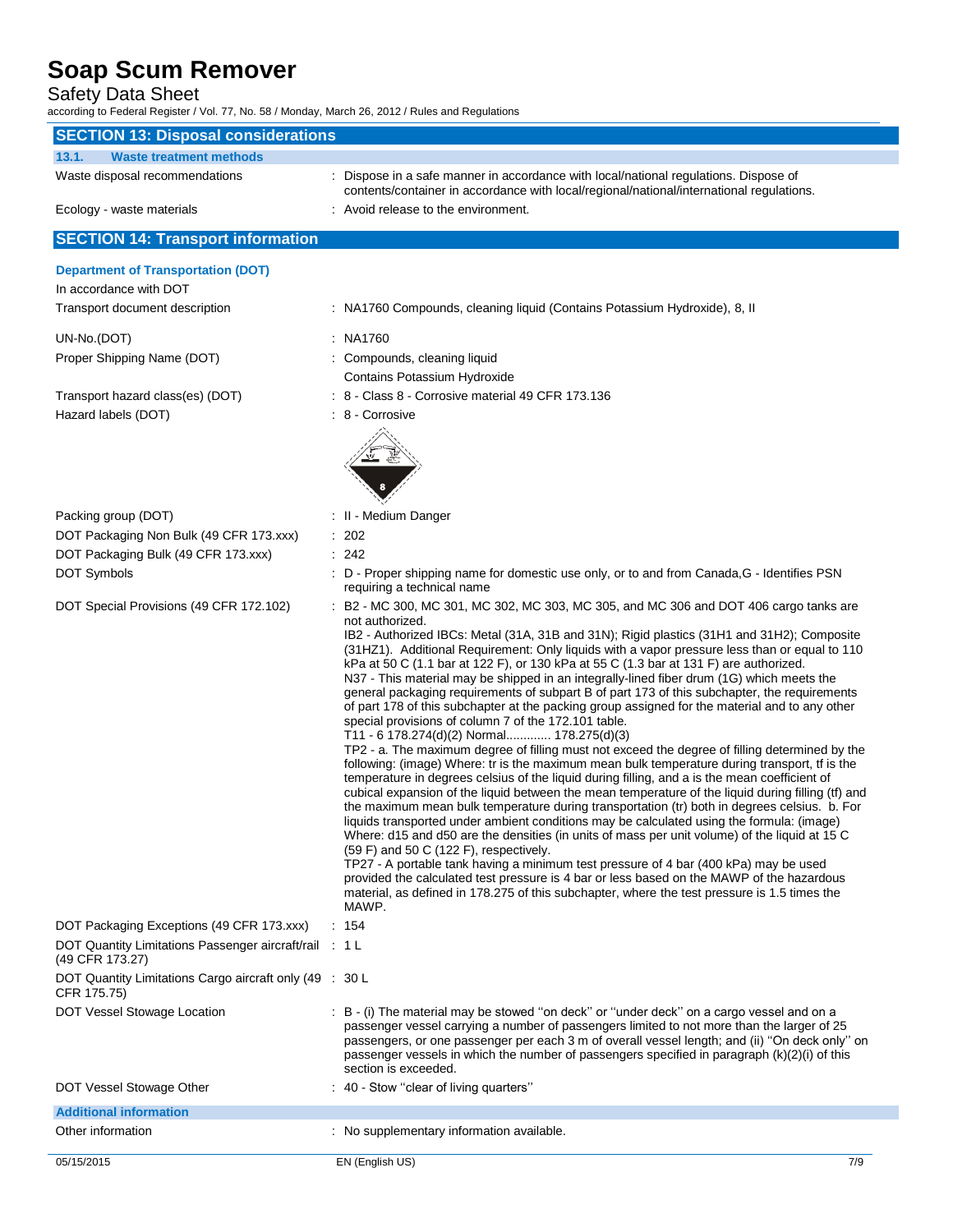## SECTION 13: Disposal considerations

### 13.1. Waste treatment methods

Waste disposal recommendations : Dispose in a safe manner in accordance with local/national regulations. Dispose of contents/container in accordance with local/regional/national/international regulations.

Ecology - waste materials : Avoid release to the environment.

## SECTION 14: Transport information

### Department of Transportation (DOT)

In accordance with DOT

Transport document description : NA1760 Compounds, cleaning liquid (Contains Potassium Hydroxide), 8, II

UN-No.(DOT) : NA1760

Proper Shipping Name (DOT) : Compounds, cleaning liquid
Contains Potassium Hydroxide

Transport hazard class(es) (DOT) : 8 - Class 8 - Corrosive material 49 CFR 173.136

Hazard labels (DOT) : 8 - Corrosive

Packing group (DOT) : II - Medium Danger

DOT Packaging Non Bulk (49 CFR 173.xxx) : 202

DOT Packaging Bulk (49 CFR 173.xxx) : 242

DOT Symbols : D - Proper shipping name for domestic use only, or to and from Canada,G - Identifies PSN requiring a technical name

DOT Special Provisions (49 CFR 172.102) : B2 - MC 300, MC 301, MC 302, MC 303, MC 305, and MC 306 and DOT 406 cargo tanks are not authorized.
IB2 - Authorized IBCs: Metal (31A, 31B and 31N); Rigid plastics (31H1 and 31H2); Composite (31HZ1). Additional Requirement: Only liquids with a vapor pressure less than or equal to 110 kPa at 50 C (1.1 bar at 122 F), or 130 kPa at 55 C (1.3 bar at 131 F) are authorized.
N37 - This material may be shipped in an integrally-lined fiber drum (1G) which meets the general packaging requirements of subpart B of part 173 of this subchapter, the requirements of part 178 of this subchapter at the packing group assigned for the material and to any other special provisions of column 7 of the 172.101 table.
T11 - 6 178.274(d)(2) Normal............ 178.275(d)(3)
TP2 - a. The maximum degree of filling must not exceed the degree of filling determined by the following: (image) Where: tr is the maximum mean bulk temperature during transport, tf is the temperature in degrees celsius of the liquid during filling, and a is the mean coefficient of cubical expansion of the liquid between the mean temperature of the liquid during filling (tf) and the maximum mean bulk temperature during transportation (tr) both in degrees celsius. b. For liquids transported under ambient conditions may be calculated using the formula: (image) Where: d15 and d50 are the densities (in units of mass per unit volume) of the liquid at 15 C (59 F) and 50 C (122 F), respectively.
TP27 - A portable tank having a minimum test pressure of 4 bar (400 kPa) may be used provided the calculated test pressure is 4 bar or less based on the MAWP of the hazardous material, as defined in 178.275 of this subchapter, where the test pressure is 1.5 times the MAWP.

DOT Packaging Exceptions (49 CFR 173.xxx) : 154

DOT Quantity Limitations Passenger aircraft/rail (49 CFR 173.27) : 1 L

DOT Quantity Limitations Cargo aircraft only (49 CFR 175.75) : 30 L

DOT Vessel Stowage Location : B - (i) The material may be stowed ''on deck'' or ''under deck'' on a cargo vessel and on a passenger vessel carrying a number of passengers limited to not more than the larger of 25 passengers, or one passenger per each 3 m of overall vessel length; and (ii) ''On deck only'' on passenger vessels in which the number of passengers specified in paragraph (k)(2)(i) of this section is exceeded.

DOT Vessel Stowage Other : 40 - Stow ''clear of living quarters''

### Additional information

Other information : No supplementary information available.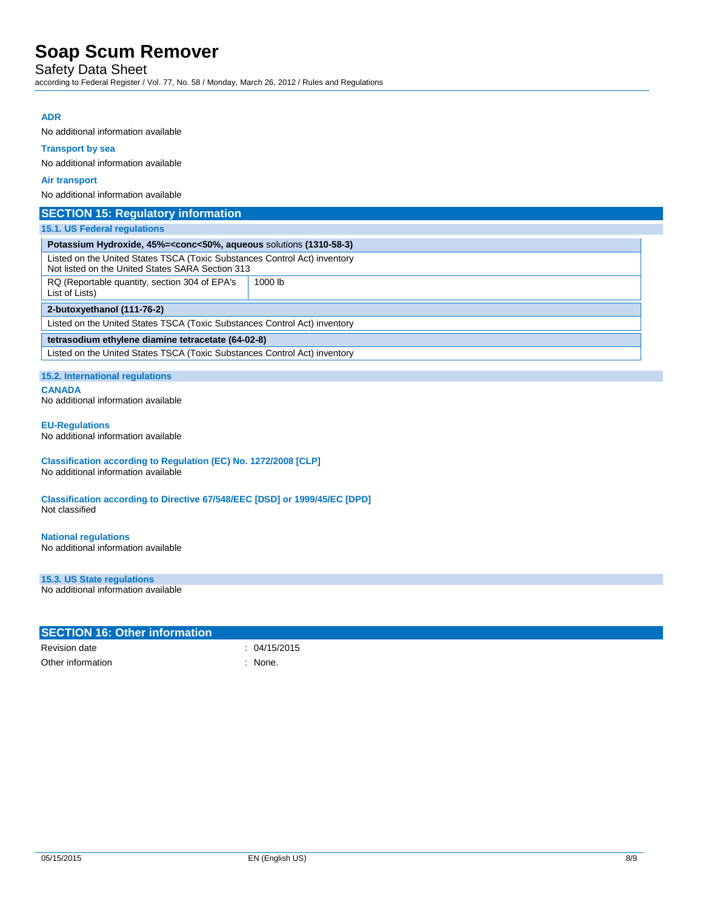#### ADR

No additional information available

#### Transport by sea

No additional information available

#### Air transport

No additional information available

## SECTION 15: Regulatory information

### 15.1. US Federal regulations

| **Potassium Hydroxide, 45%=<conc<50%, aqueous** solutions **(1310-58-3)** | |
|---|---|
| Listed on the United States TSCA (Toxic Substances Control Act) inventory<br>Not listed on the United States SARA Section 313 | |
| RQ (Reportable quantity, section 304 of EPA's List of Lists) | 1000 lb |

| **2-butoxyethanol (111-76-2)** |
|---|
| Listed on the United States TSCA (Toxic Substances Control Act) inventory |

| **tetrasodium ethylene diamine tetracetate (64-02-8)** |
|---|
| Listed on the United States TSCA (Toxic Substances Control Act) inventory |

### 15.2. International regulations

#### CANADA

No additional information available

#### EU-Regulations

No additional information available

#### Classification according to Regulation (EC) No. 1272/2008 [CLP]

No additional information available

#### Classification according to Directive 67/548/EEC [DSD] or 1999/45/EC [DPD]

Not classified

#### National regulations

No additional information available

### 15.3. US State regulations

No additional information available

## SECTION 16: Other information

| | |
|---|---|
| Revision date | : 04/15/2015 |
| Other information | : None. |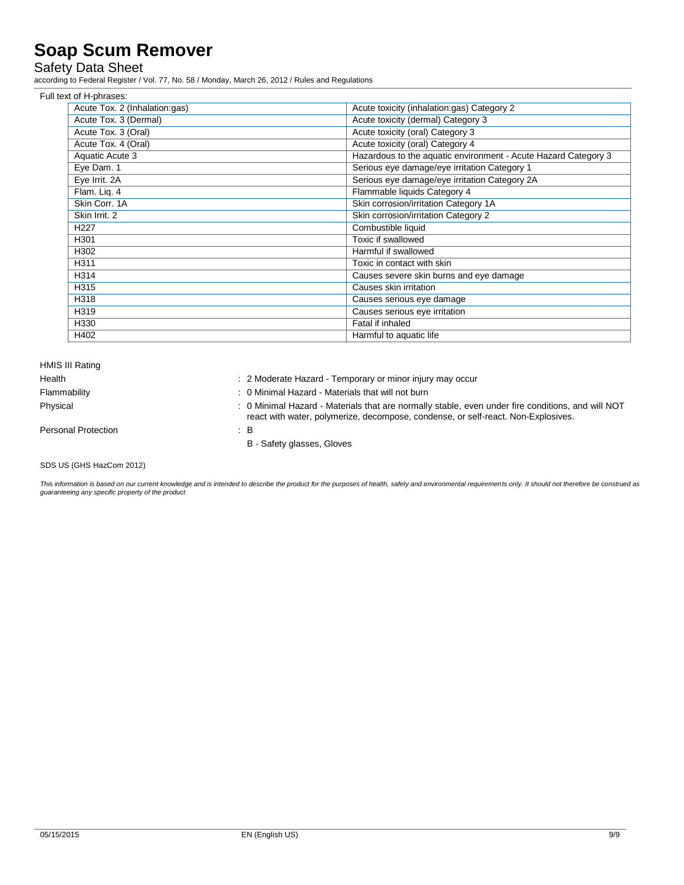Full text of H-phrases:

| | |
|---|---|
| Acute Tox. 2 (Inhalation:gas) | Acute toxicity (inhalation:gas) Category 2 |
| Acute Tox. 3 (Dermal) | Acute toxicity (dermal) Category 3 |
| Acute Tox. 3 (Oral) | Acute toxicity (oral) Category 3 |
| Acute Tox. 4 (Oral) | Acute toxicity (oral) Category 4 |
| Aquatic Acute 3 | Hazardous to the aquatic environment - Acute Hazard Category 3 |
| Eye Dam. 1 | Serious eye damage/eye irritation Category 1 |
| Eye Irrit. 2A | Serious eye damage/eye irritation Category 2A |
| Flam. Liq. 4 | Flammable liquids Category 4 |
| Skin Corr. 1A | Skin corrosion/irritation Category 1A |
| Skin Irrit. 2 | Skin corrosion/irritation Category 2 |
| H227 | Combustible liquid |
| H301 | Toxic if swallowed |
| H302 | Harmful if swallowed |
| H311 | Toxic in contact with skin |
| H314 | Causes severe skin burns and eye damage |
| H315 | Causes skin irritation |
| H318 | Causes serious eye damage |
| H319 | Causes serious eye irritation |
| H330 | Fatal if inhaled |
| H402 | Harmful to aquatic life |

HMIS III Rating

Health : 2 Moderate Hazard - Temporary or minor injury may occur

Flammability : 0 Minimal Hazard - Materials that will not burn

Physical : 0 Minimal Hazard - Materials that are normally stable, even under fire conditions, and will NOT react with water, polymerize, decompose, condense, or self-react. Non-Explosives.

Personal Protection : B

B - Safety glasses, Gloves

SDS US (GHS HazCom 2012)

*This information is based on our current knowledge and is intended to describe the product for the purposes of health, safety and environmental requirements only. It should not therefore be construed as guaranteeing any specific property of the product*